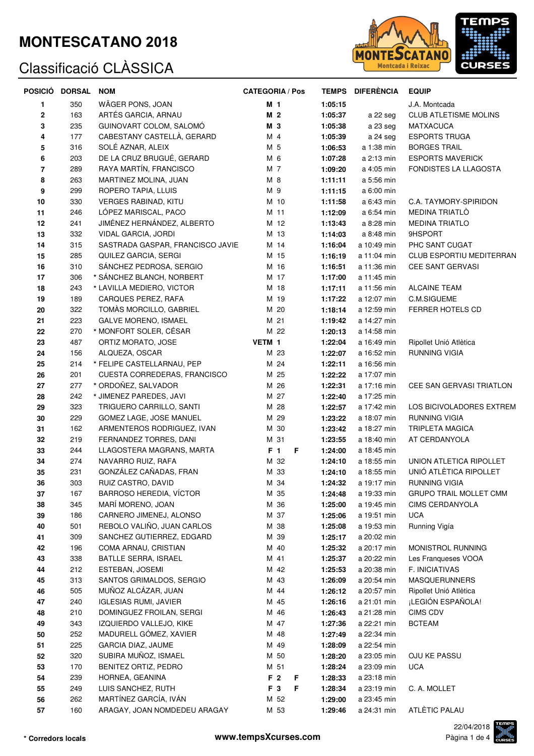# MONTESCATANO 2018

## Classificació CLÀSSICA

| POSICIÓ | DORSAL | NOM | CATEGORIA / Pos | | TEMPS | DIFERÈNCIA | EQUIP |
|---|---|---|---|---|---|---|---|
| 1 | 350 | WÄGER PONS, JOAN | **M 1** | | **1:05:15** | | J.A. Montcada |
| 2 | 163 | ARTÉS GARCIA, ARNAU | **M 2** | | **1:05:37** | a 22 seg | CLUB ATLETISME MOLINS |
| 3 | 235 | GUINOVART COLOM, SALOMÓ | **M 3** | | **1:05:38** | a 23 seg | MATXACUCA |
| 4 | 177 | CABESTANY CASTELLÀ, GERARD | M 4 | | **1:05:39** | a 24 seg | ESPORTS TRUGA |
| 5 | 316 | SOLÉ AZNAR, ALEIX | M 5 | | **1:06:53** | a 1:38 min | BORGES TRAIL |
| 6 | 203 | DE LA CRUZ BRUGUÉ, GERARD | M 6 | | **1:07:28** | a 2:13 min | ESPORTS MAVERICK |
| 7 | 289 | RAYA MARTÍN, FRANCISCO | M 7 | | **1:09:20** | a 4:05 min | FONDISTES LA LLAGOSTA |
| 8 | 263 | MARTINEZ MOLINA, JUAN | M 8 | | **1:11:11** | a 5:56 min | |
| 9 | 299 | ROPERO TAPIA, LLUIS | M 9 | | **1:11:15** | a 6:00 min | |
| 10 | 330 | VERGES RABINAD, KITU | M 10 | | **1:11:58** | a 6:43 min | C.A. TAYMORY-SPIRIDON |
| 11 | 246 | LÓPEZ MARISCAL, PACO | M 11 | | **1:12:09** | a 6:54 min | MEDINA TRIATLÒ |
| 12 | 241 | JIMÉNEZ HERNÁNDEZ, ALBERTO | M 12 | | **1:13:43** | a 8:28 min | MEDINA TRIATLO |
| 13 | 332 | VIDAL GARCIA, JORDI | M 13 | | **1:14:03** | a 8:48 min | 9HSPORT |
| 14 | 315 | SASTRADA GASPAR, FRANCISCO JAVIE | M 14 | | **1:16:04** | a 10:49 min | PHC SANT CUGAT |
| 15 | 285 | QUILEZ GARCIA, SERGI | M 15 | | **1:16:19** | a 11:04 min | CLUB ESPORTIU MEDITERRAN |
| 16 | 310 | SÁNCHEZ PEDROSA, SERGIO | M 16 | | **1:16:51** | a 11:36 min | CEE SANT GERVASI |
| 17 | 306 | * SÁNCHEZ BLANCH, NORBERT | M 17 | | **1:17:00** | a 11:45 min | |
| 18 | 243 | * LAVILLA MEDIERO, VICTOR | M 18 | | **1:17:11** | a 11:56 min | ALCAINE TEAM |
| 19 | 189 | CARQUES PEREZ, RAFA | M 19 | | **1:17:22** | a 12:07 min | C.M.SIGUEME |
| 20 | 322 | TOMÀS MORCILLO, GABRIEL | M 20 | | **1:18:14** | a 12:59 min | FERRER HOTELS CD |
| 21 | 223 | GALVE MORENO, ISMAEL | M 21 | | **1:19:42** | a 14:27 min | |
| 22 | 270 | * MONFORT SOLER, CÉSAR | M 22 | | **1:20:13** | a 14:58 min | |
| 23 | 487 | ORTIZ MORATO, JOSE | **VETM 1** | | **1:22:04** | a 16:49 min | Ripollet Unió Atlètica |
| 24 | 156 | ALQUEZA, OSCAR | M 23 | | **1:22:07** | a 16:52 min | RUNNING VIGIA |
| 25 | 214 | * FELIPE CASTELLARNAU, PEP | M 24 | | **1:22:11** | a 16:56 min | |
| 26 | 201 | CUESTA CORREDERAS, FRANCISCO | M 25 | | **1:22:22** | a 17:07 min | |
| 27 | 277 | * ORDOÑEZ, SALVADOR | M 26 | | **1:22:31** | a 17:16 min | CEE SAN GERVASI TRIATLON |
| 28 | 242 | * JIMENEZ PAREDES, JAVI | M 27 | | **1:22:40** | a 17:25 min | |
| 29 | 323 | TRIGUERO CARRILLO, SANTI | M 28 | | **1:22:57** | a 17:42 min | LOS BICIVOLADORES EXTREM |
| 30 | 229 | GOMEZ LAGE, JOSE MANUEL | M 29 | | **1:23:22** | a 18:07 min | RUNNING VIGIA |
| 31 | 162 | ARMENTEROS RODRIGUEZ, IVAN | M 30 | | **1:23:42** | a 18:27 min | TRIPLETA MAGICA |
| 32 | 219 | FERNANDEZ TORRES, DANI | M 31 | | **1:23:55** | a 18:40 min | AT CERDANYOLA |
| 33 | 244 | LLAGOSTERA MAGRANS, MARTA | **F 1** | **F** | **1:24:00** | a 18:45 min | |
| 34 | 274 | NAVARRO RUIZ, RAFA | M 32 | | **1:24:10** | a 18:55 min | UNION ATLETICA RIPOLLET |
| 35 | 231 | GONZÁLEZ CAÑADAS, FRAN | M 33 | | **1:24:10** | a 18:55 min | UNIÓ ATLÈTICA RIPOLLET |
| 36 | 303 | RUIZ CASTRO, DAVID | M 34 | | **1:24:32** | a 19:17 min | RUNNING VIGIA |
| 37 | 167 | BARROSO HEREDIA, VÍCTOR | M 35 | | **1:24:48** | a 19:33 min | GRUPO TRAIL MOLLET CMM |
| 38 | 345 | MARÍ MORENO, JOAN | M 36 | | **1:25:00** | a 19:45 min | CIMS CERDANYOLA |
| 39 | 186 | CARNERO JIMENEJ, ALONSO | M 37 | | **1:25:06** | a 19:51 min | UCA |
| 40 | 501 | REBOLO VALIÑO, JUAN CARLOS | M 38 | | **1:25:08** | a 19:53 min | Running Vigía |
| 41 | 309 | SANCHEZ GUTIERREZ, EDGARD | M 39 | | **1:25:17** | a 20:02 min | |
| 42 | 196 | COMA ARNAU, CRISTIAN | M 40 | | **1:25:32** | a 20:17 min | MONISTROL RUNNING |
| 43 | 338 | BATLLE SERRA, ISRAEL | M 41 | | **1:25:37** | a 20:22 min | Les Franqueses VOOA |
| 44 | 212 | ESTEBAN, JOSEMI | M 42 | | **1:25:53** | a 20:38 min | F. INICIATIVAS |
| 45 | 313 | SANTOS GRIMALDOS, SERGIO | M 43 | | **1:26:09** | a 20:54 min | MASQUERUNNERS |
| 46 | 505 | MUÑOZ ALCÁZAR, JUAN | M 44 | | **1:26:12** | a 20:57 min | Ripollet Unió Atlètica |
| 47 | 240 | IGLESIAS RUMI, JAVIER | M 45 | | **1:26:16** | a 21:01 min | ¡LEGIÓN ESPAÑOLA! |
| 48 | 210 | DOMINGUEZ FROILAN, SERGI | M 46 | | **1:26:43** | a 21:28 min | CIMS CDV |
| 49 | 343 | IZQUIERDO VALLEJO, KIKE | M 47 | | **1:27:36** | a 22:21 min | BCTEAM |
| 50 | 252 | MADURELL GÓMEZ, XAVIER | M 48 | | **1:27:49** | a 22:34 min | |
| 51 | 225 | GARCIA DIAZ, JAUME | M 49 | | **1:28:09** | a 22:54 min | |
| 52 | 320 | SUBIRA MUÑOZ, ISMAEL | M 50 | | **1:28:20** | a 23:05 min | OJU KE PASSU |
| 53 | 170 | BENITEZ ORTIZ, PEDRO | M 51 | | **1:28:24** | a 23:09 min | UCA |
| 54 | 239 | HORNEA, GEANINA | **F 2** | **F** | **1:28:33** | a 23:18 min | |
| 55 | 249 | LUIS SANCHEZ, RUTH | **F 3** | **F** | **1:28:34** | a 23:19 min | C. A. MOLLET |
| 56 | 262 | MARTÍNEZ GARCÍA, IVÁN | M 52 | | **1:29:00** | a 23:45 min | |
| 57 | 160 | ARAGAY, JOAN NOMDEDEU ARAGAY | M 53 | | **1:29:46** | a 24:31 min | ATLÈTIC PALAU |

**\* Corredors locals**

**www.tempsXcurses.com**

22/04/2018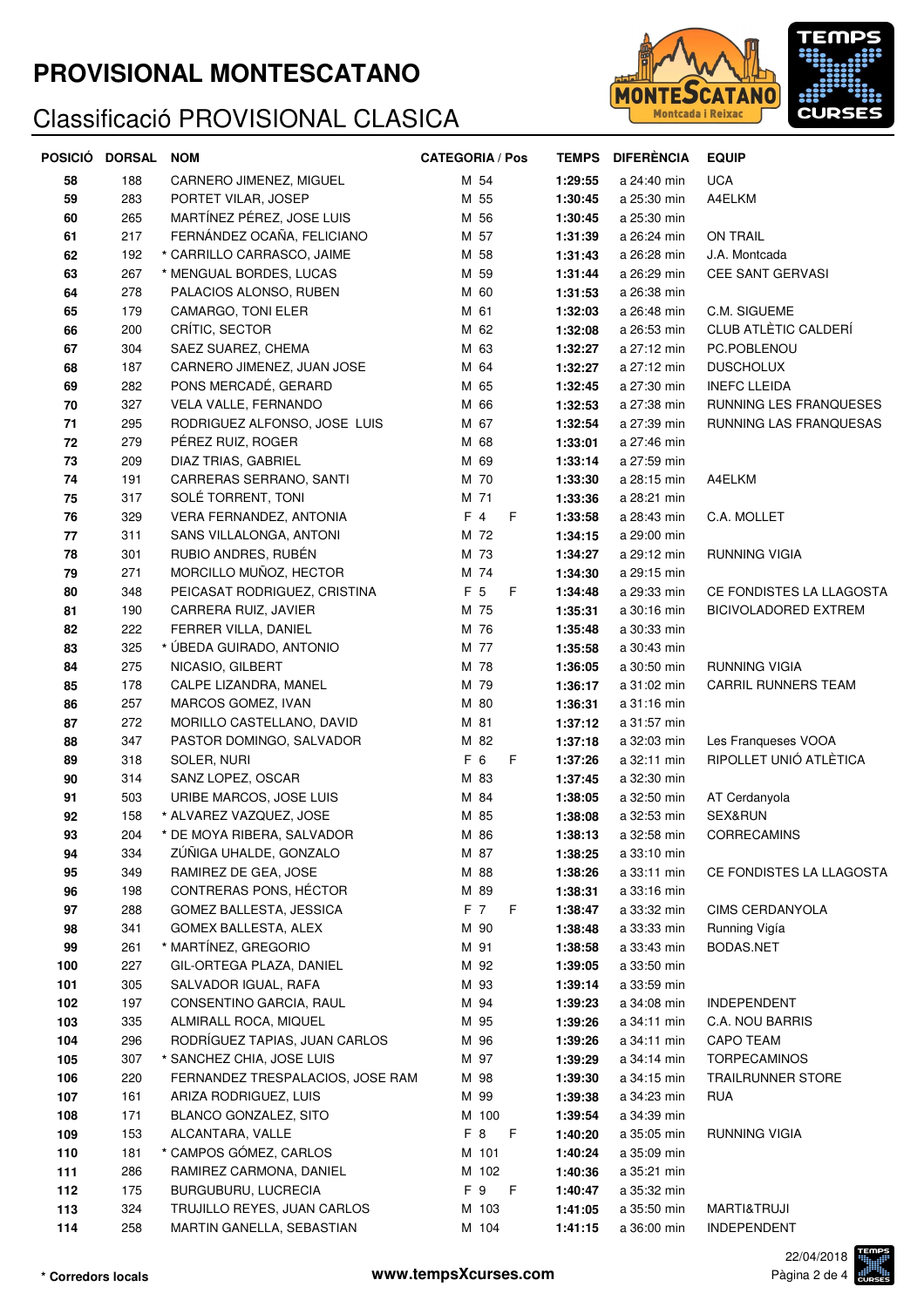# PROVISIONAL MONTESCATANO

## Classificació PROVISIONAL CLASICA

| POSICIÓ | DORSAL | NOM | CATEGORIA / Pos | | TEMPS | DIFERÈNCIA | EQUIP |
|---|---|---|---|---|---|---|---|
| 58 | 188 | CARNERO JIMENEZ, MIGUEL | M 54 | | 1:29:55 | a 24:40 min | UCA |
| 59 | 283 | PORTET VILAR, JOSEP | M 55 | | 1:30:45 | a 25:30 min | A4ELKM |
| 60 | 265 | MARTÍNEZ PÉREZ, JOSE LUIS | M 56 | | 1:30:45 | a 25:30 min | |
| 61 | 217 | FERNÁNDEZ OCAÑA, FELICIANO | M 57 | | 1:31:39 | a 26:24 min | ON TRAIL |
| 62 | 192 | * CARRILLO CARRASCO, JAIME | M 58 | | 1:31:43 | a 26:28 min | J.A. Montcada |
| 63 | 267 | * MENGUAL BORDES, LUCAS | M 59 | | 1:31:44 | a 26:29 min | CEE SANT GERVASI |
| 64 | 278 | PALACIOS ALONSO, RUBEN | M 60 | | 1:31:53 | a 26:38 min | |
| 65 | 179 | CAMARGO, TONI ELER | M 61 | | 1:32:03 | a 26:48 min | C.M. SIGUEME |
| 66 | 200 | CRÍTIC, SECTOR | M 62 | | 1:32:08 | a 26:53 min | CLUB ATLÈTIC CALDERÍ |
| 67 | 304 | SAEZ SUAREZ, CHEMA | M 63 | | 1:32:27 | a 27:12 min | PC.POBLENOU |
| 68 | 187 | CARNERO JIMENEZ, JUAN JOSE | M 64 | | 1:32:27 | a 27:12 min | DUSCHOLUX |
| 69 | 282 | PONS MERCADÉ, GERARD | M 65 | | 1:32:45 | a 27:30 min | INEFC LLEIDA |
| 70 | 327 | VELA VALLE, FERNANDO | M 66 | | 1:32:53 | a 27:38 min | RUNNING LES FRANQUESES |
| 71 | 295 | RODRIGUEZ ALFONSO, JOSE LUIS | M 67 | | 1:32:54 | a 27:39 min | RUNNING LAS FRANQUESAS |
| 72 | 279 | PÉREZ RUIZ, ROGER | M 68 | | 1:33:01 | a 27:46 min | |
| 73 | 209 | DIAZ TRIAS, GABRIEL | M 69 | | 1:33:14 | a 27:59 min | |
| 74 | 191 | CARRERAS SERRANO, SANTI | M 70 | | 1:33:30 | a 28:15 min | A4ELKM |
| 75 | 317 | SOLÉ TORRENT, TONI | M 71 | | 1:33:36 | a 28:21 min | |
| 76 | 329 | VERA FERNANDEZ, ANTONIA | F 4 | F | 1:33:58 | a 28:43 min | C.A. MOLLET |
| 77 | 311 | SANS VILLALONGA, ANTONI | M 72 | | 1:34:15 | a 29:00 min | |
| 78 | 301 | RUBIO ANDRES, RUBÉN | M 73 | | 1:34:27 | a 29:12 min | RUNNING VIGIA |
| 79 | 271 | MORCILLO MUÑOZ, HECTOR | M 74 | | 1:34:30 | a 29:15 min | |
| 80 | 348 | PEICASAT RODRIGUEZ, CRISTINA | F 5 | F | 1:34:48 | a 29:33 min | CE FONDISTES LA LLAGOSTA |
| 81 | 190 | CARRERA RUIZ, JAVIER | M 75 | | 1:35:31 | a 30:16 min | BICIVOLADORED EXTREM |
| 82 | 222 | FERRER VILLA, DANIEL | M 76 | | 1:35:48 | a 30:33 min | |
| 83 | 325 | * ÚBEDA GUIRADO, ANTONIO | M 77 | | 1:35:58 | a 30:43 min | |
| 84 | 275 | NICASIO, GILBERT | M 78 | | 1:36:05 | a 30:50 min | RUNNING VIGIA |
| 85 | 178 | CALPE LIZANDRA, MANEL | M 79 | | 1:36:17 | a 31:02 min | CARRIL RUNNERS TEAM |
| 86 | 257 | MARCOS GOMEZ, IVAN | M 80 | | 1:36:31 | a 31:16 min | |
| 87 | 272 | MORILLO CASTELLANO, DAVID | M 81 | | 1:37:12 | a 31:57 min | |
| 88 | 347 | PASTOR DOMINGO, SALVADOR | M 82 | | 1:37:18 | a 32:03 min | Les Franqueses VOOA |
| 89 | 318 | SOLER, NURI | F 6 | F | 1:37:26 | a 32:11 min | RIPOLLET UNIÓ ATLÈTICA |
| 90 | 314 | SANZ LOPEZ, OSCAR | M 83 | | 1:37:45 | a 32:30 min | |
| 91 | 503 | URIBE MARCOS, JOSE LUIS | M 84 | | 1:38:05 | a 32:50 min | AT Cerdanyola |
| 92 | 158 | * ALVAREZ VAZQUEZ, JOSE | M 85 | | 1:38:08 | a 32:53 min | SEX&RUN |
| 93 | 204 | * DE MOYA RIBERA, SALVADOR | M 86 | | 1:38:13 | a 32:58 min | CORRECAMINS |
| 94 | 334 | ZÚÑIGA UHALDE, GONZALO | M 87 | | 1:38:25 | a 33:10 min | |
| 95 | 349 | RAMIREZ DE GEA, JOSE | M 88 | | 1:38:26 | a 33:11 min | CE FONDISTES LA LLAGOSTA |
| 96 | 198 | CONTRERAS PONS, HÉCTOR | M 89 | | 1:38:31 | a 33:16 min | |
| 97 | 288 | GOMEZ BALLESTA, JESSICA | F 7 | F | 1:38:47 | a 33:32 min | CIMS CERDANYOLA |
| 98 | 341 | GOMEX BALLESTA, ALEX | M 90 | | 1:38:48 | a 33:33 min | Running Vigía |
| 99 | 261 | * MARTÍNEZ, GREGORIO | M 91 | | 1:38:58 | a 33:43 min | BODAS.NET |
| 100 | 227 | GIL-ORTEGA PLAZA, DANIEL | M 92 | | 1:39:05 | a 33:50 min | |
| 101 | 305 | SALVADOR IGUAL, RAFA | M 93 | | 1:39:14 | a 33:59 min | |
| 102 | 197 | CONSENTINO GARCIA, RAUL | M 94 | | 1:39:23 | a 34:08 min | INDEPENDENT |
| 103 | 335 | ALMIRALL ROCA, MIQUEL | M 95 | | 1:39:26 | a 34:11 min | C.A. NOU BARRIS |
| 104 | 296 | RODRÍGUEZ TAPIAS, JUAN CARLOS | M 96 | | 1:39:26 | a 34:11 min | CAPO TEAM |
| 105 | 307 | * SANCHEZ CHIA, JOSE LUIS | M 97 | | 1:39:29 | a 34:14 min | TORPECAMINOS |
| 106 | 220 | FERNANDEZ TRESPALACIOS, JOSE RAM | M 98 | | 1:39:30 | a 34:15 min | TRAILRUNNER STORE |
| 107 | 161 | ARIZA RODRIGUEZ, LUIS | M 99 | | 1:39:38 | a 34:23 min | RUA |
| 108 | 171 | BLANCO GONZALEZ, SITO | M 100 | | 1:39:54 | a 34:39 min | |
| 109 | 153 | ALCANTARA, VALLE | F 8 | F | 1:40:20 | a 35:05 min | RUNNING VIGIA |
| 110 | 181 | * CAMPOS GÓMEZ, CARLOS | M 101 | | 1:40:24 | a 35:09 min | |
| 111 | 286 | RAMIREZ CARMONA, DANIEL | M 102 | | 1:40:36 | a 35:21 min | |
| 112 | 175 | BURGUBURU, LUCRECIA | F 9 | F | 1:40:47 | a 35:32 min | |
| 113 | 324 | TRUJILLO REYES, JUAN CARLOS | M 103 | | 1:41:05 | a 35:50 min | MARTI&TRUJI |
| 114 | 258 | MARTIN GANELLA, SEBASTIAN | M 104 | | 1:41:15 | a 36:00 min | INDEPENDENT |

**\* Corredors locals**

www.tempsXcurses.com

22/04/2018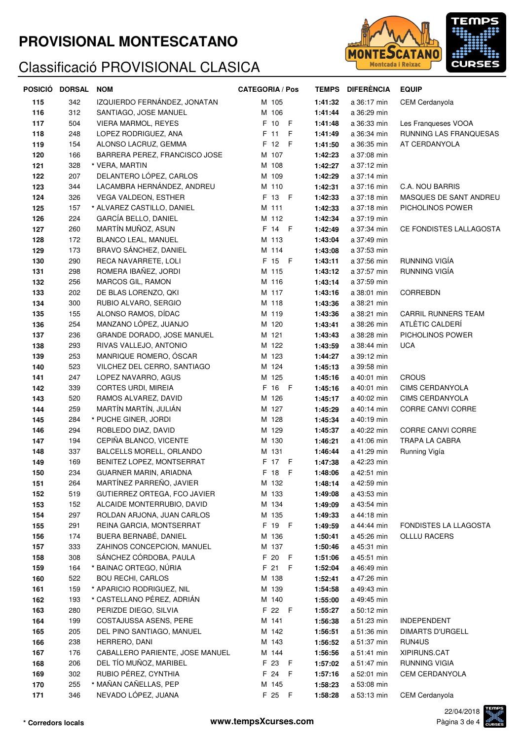# PROVISIONAL MONTESCATANO

## Classificació PROVISIONAL CLASICA

| POSICIÓ | DORSAL | NOM | CATEGORIA / Pos | | TEMPS | DIFERÈNCIA | EQUIP |
|---|---|---|---|---|---|---|---|
| 115 | 342 | IZQUIERDO FERNÁNDEZ, JONATAN | M 105 | | 1:41:32 | a 36:17 min | CEM Cerdanyola |
| 116 | 312 | SANTIAGO, JOSE MANUEL | M 106 | | 1:41:44 | a 36:29 min | |
| 117 | 504 | VIERA MARMOL, REYES | F 10 | F | 1:41:48 | a 36:33 min | Les Franqueses VOOA |
| 118 | 248 | LOPEZ RODRIGUEZ, ANA | F 11 | F | 1:41:49 | a 36:34 min | RUNNING LAS FRANQUESAS |
| 119 | 154 | ALONSO LACRUZ, GEMMA | F 12 | F | 1:41:50 | a 36:35 min | AT CERDANYOLA |
| 120 | 166 | BARRERA PEREZ, FRANCISCO JOSE | M 107 | | 1:42:23 | a 37:08 min | |
| 121 | 328 | * VERA, MARTIN | M 108 | | 1:42:27 | a 37:12 min | |
| 122 | 207 | DELANTERO LÓPEZ, CARLOS | M 109 | | 1:42:29 | a 37:14 min | |
| 123 | 344 | LACAMBRA HERNÁNDEZ, ANDREU | M 110 | | 1:42:31 | a 37:16 min | C.A. NOU BARRIS |
| 124 | 326 | VEGA VALDEON, ESTHER | F 13 | F | 1:42:33 | a 37:18 min | MASQUES DE SANT ANDREU |
| 125 | 157 | * ALVAREZ CASTILLO, DANIEL | M 111 | | 1:42:33 | a 37:18 min | PICHOLINOS POWER |
| 126 | 224 | GARCÍA BELLO, DANIEL | M 112 | | 1:42:34 | a 37:19 min | |
| 127 | 260 | MARTÍN MUÑOZ, ASUN | F 14 | F | 1:42:49 | a 37:34 min | CE FONDISTES LALLAGOSTA |
| 128 | 172 | BLANCO LEAL, MANUEL | M 113 | | 1:43:04 | a 37:49 min | |
| 129 | 173 | BRAVO SÁNCHEZ, DANIEL | M 114 | | 1:43:08 | a 37:53 min | |
| 130 | 290 | RECA NAVARRETE, LOLI | F 15 | F | 1:43:11 | a 37:56 min | RUNNING VIGÍA |
| 131 | 298 | ROMERA IBAÑEZ, JORDI | M 115 | | 1:43:12 | a 37:57 min | RUNNING VIGÍA |
| 132 | 256 | MARCOS GIL, RAMON | M 116 | | 1:43:14 | a 37:59 min | |
| 133 | 202 | DE BLAS LORENZO, QKI | M 117 | | 1:43:16 | a 38:01 min | CORREBDN |
| 134 | 300 | RUBIO ALVARO, SERGIO | M 118 | | 1:43:36 | a 38:21 min | |
| 135 | 155 | ALONSO RAMOS, DÍDAC | M 119 | | 1:43:36 | a 38:21 min | CARRIL RUNNERS TEAM |
| 136 | 254 | MANZANO LÓPEZ, JUANJO | M 120 | | 1:43:41 | a 38:26 min | ATLÈTIC CALDERÍ |
| 137 | 236 | GRANDE DORADO, JOSE MANUEL | M 121 | | 1:43:43 | a 38:28 min | PICHOLINOS POWER |
| 138 | 293 | RIVAS VALLEJO, ANTONIO | M 122 | | 1:43:59 | a 38:44 min | UCA |
| 139 | 253 | MANRIQUE ROMERO, ÓSCAR | M 123 | | 1:44:27 | a 39:12 min | |
| 140 | 523 | VILCHEZ DEL CERRO, SANTIAGO | M 124 | | 1:45:13 | a 39:58 min | |
| 141 | 247 | LOPEZ NAVARRO, AGUS | M 125 | | 1:45:16 | a 40:01 min | CROUS |
| 142 | 339 | CORTES URDI, MIREIA | F 16 | F | 1:45:16 | a 40:01 min | CIMS CERDANYOLA |
| 143 | 520 | RAMOS ALVAREZ, DAVID | M 126 | | 1:45:17 | a 40:02 min | CIMS CERDANYOLA |
| 144 | 259 | MARTÍN MARTÍN, JULIÁN | M 127 | | 1:45:29 | a 40:14 min | CORRE CANVI CORRE |
| 145 | 284 | * PUCHE GINER, JORDI | M 128 | | 1:45:34 | a 40:19 min | |
| 146 | 294 | ROBLEDO DIAZ, DAVID | M 129 | | 1:45:37 | a 40:22 min | CORRE CANVI CORRE |
| 147 | 194 | CEPIÑA BLANCO, VICENTE | M 130 | | 1:46:21 | a 41:06 min | TRAPA LA CABRA |
| 148 | 337 | BALCELLS MORELL, ORLANDO | M 131 | | 1:46:44 | a 41:29 min | Running Vigía |
| 149 | 169 | BENITEZ LOPEZ, MONTSERRAT | F 17 | F | 1:47:38 | a 42:23 min | |
| 150 | 234 | GUARNER MARIN, ARIADNA | F 18 | F | 1:48:06 | a 42:51 min | |
| 151 | 264 | MARTÍNEZ PARREÑO, JAVIER | M 132 | | 1:48:14 | a 42:59 min | |
| 152 | 519 | GUTIERREZ ORTEGA, FCO JAVIER | M 133 | | 1:49:08 | a 43:53 min | |
| 153 | 152 | ALCAIDE MONTERRUBIO, DAVID | M 134 | | 1:49:09 | a 43:54 min | |
| 154 | 297 | ROLDAN ARJONA, JUAN CARLOS | M 135 | | 1:49:33 | a 44:18 min | |
| 155 | 291 | REINA GARCIA, MONTSERRAT | F 19 | F | 1:49:59 | a 44:44 min | FONDISTES LA LLAGOSTA |
| 156 | 174 | BUERA BERNABÉ, DANIEL | M 136 | | 1:50:41 | a 45:26 min | OLLLU RACERS |
| 157 | 333 | ZAHINOS CONCEPCION, MANUEL | M 137 | | 1:50:46 | a 45:31 min | |
| 158 | 308 | SÁNCHEZ CÓRDOBA, PAULA | F 20 | F | 1:51:06 | a 45:51 min | |
| 159 | 164 | * BAINAC ORTEGO, NÚRIA | F 21 | F | 1:52:04 | a 46:49 min | |
| 160 | 522 | BOU RECHI, CARLOS | M 138 | | 1:52:41 | a 47:26 min | |
| 161 | 159 | * APARICIO RODRIGUEZ, NIL | M 139 | | 1:54:58 | a 49:43 min | |
| 162 | 193 | * CASTELLANO PÉREZ, ADRIÁN | M 140 | | 1:55:00 | a 49:45 min | |
| 163 | 280 | PERIZDE DIEGO, SILVIA | F 22 | F | 1:55:27 | a 50:12 min | |
| 164 | 199 | COSTAJUSSA ASENS, PERE | M 141 | | 1:56:38 | a 51:23 min | INDEPENDENT |
| 165 | 205 | DEL PINO SANTIAGO, MANUEL | M 142 | | 1:56:51 | a 51:36 min | DIMARTS D'URGELL |
| 166 | 238 | HERRERO, DANI | M 143 | | 1:56:52 | a 51:37 min | RUN4US |
| 167 | 176 | CABALLERO PARIENTE, JOSE MANUEL | M 144 | | 1:56:56 | a 51:41 min | XIPIRUNS.CAT |
| 168 | 206 | DEL TÍO MUÑOZ, MARIBEL | F 23 | F | 1:57:02 | a 51:47 min | RUNNING VIGIA |
| 169 | 302 | RUBIO PÉREZ, CYNTHIA | F 24 | F | 1:57:16 | a 52:01 min | CEM CERDANYOLA |
| 170 | 255 | * MAÑAN CAÑELLAS, PEP | M 145 | | 1:58:23 | a 53:08 min | |
| 171 | 346 | NEVADO LÓPEZ, JUANA | F 25 | F | 1:58:28 | a 53:13 min | CEM Cerdanyola |

**\* Corredors locals**

www.tempsXcurses.com

22/04/2018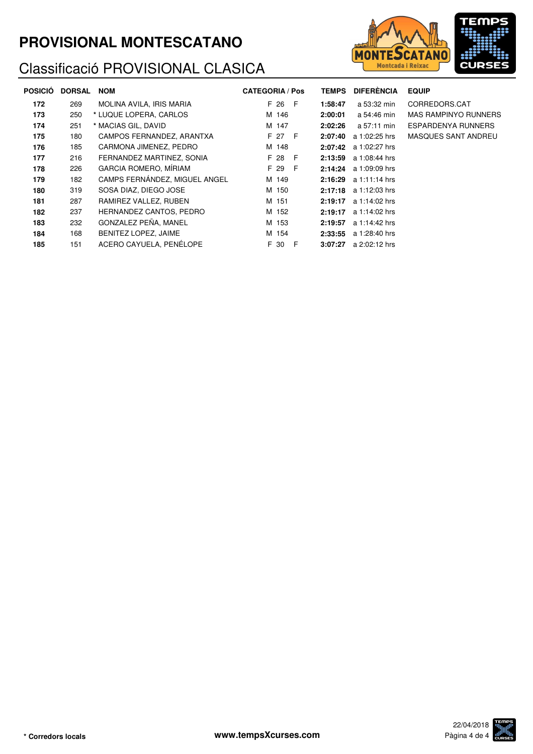# PROVISIONAL MONTESCATANO

## Classificació PROVISIONAL CLASICA

| POSICIÓ | DORSAL | NOM | CATEGORIA / Pos | | | TEMPS | DIFERÈNCIA | EQUIP |
|---|---|---|---|---|---|---|---|---|
| **172** | 269 | MOLINA AVILA, IRIS MARIA | F | 26 | F | **1:58:47** | a 53:32 min | CORREDORS.CAT |
| **173** | 250 | * LUQUE LOPERA, CARLOS | M | 146 | | **2:00:01** | a 54:46 min | MAS RAMPINYO RUNNERS |
| **174** | 251 | * MACIAS GIL, DAVID | M | 147 | | **2:02:26** | a 57:11 min | ESPARDENYA RUNNERS |
| **175** | 180 | CAMPOS FERNANDEZ, ARANTXA | F | 27 | F | **2:07:40** | a 1:02:25 hrs | MASQUES SANT ANDREU |
| **176** | 185 | CARMONA JIMENEZ, PEDRO | M | 148 | | **2:07:42** | a 1:02:27 hrs | |
| **177** | 216 | FERNANDEZ MARTINEZ, SONIA | F | 28 | F | **2:13:59** | a 1:08:44 hrs | |
| **178** | 226 | GARCIA ROMERO, MÍRIAM | F | 29 | F | **2:14:24** | a 1:09:09 hrs | |
| **179** | 182 | CAMPS FERNÁNDEZ, MIGUEL ANGEL | M | 149 | | **2:16:29** | a 1:11:14 hrs | |
| **180** | 319 | SOSA DIAZ, DIEGO JOSE | M | 150 | | **2:17:18** | a 1:12:03 hrs | |
| **181** | 287 | RAMIREZ VALLEZ, RUBEN | M | 151 | | **2:19:17** | a 1:14:02 hrs | |
| **182** | 237 | HERNANDEZ CANTOS, PEDRO | M | 152 | | **2:19:17** | a 1:14:02 hrs | |
| **183** | 232 | GONZALEZ PEÑA, MANEL | M | 153 | | **2:19:57** | a 1:14:42 hrs | |
| **184** | 168 | BENITEZ LOPEZ, JAIME | M | 154 | | **2:33:55** | a 1:28:40 hrs | |
| **185** | 151 | ACERO CAYUELA, PENÉLOPE | F | 30 | F | **3:07:27** | a 2:02:12 hrs | |

**\* Corredors locals**

**www.tempsXcurses.com**

22/04/2018